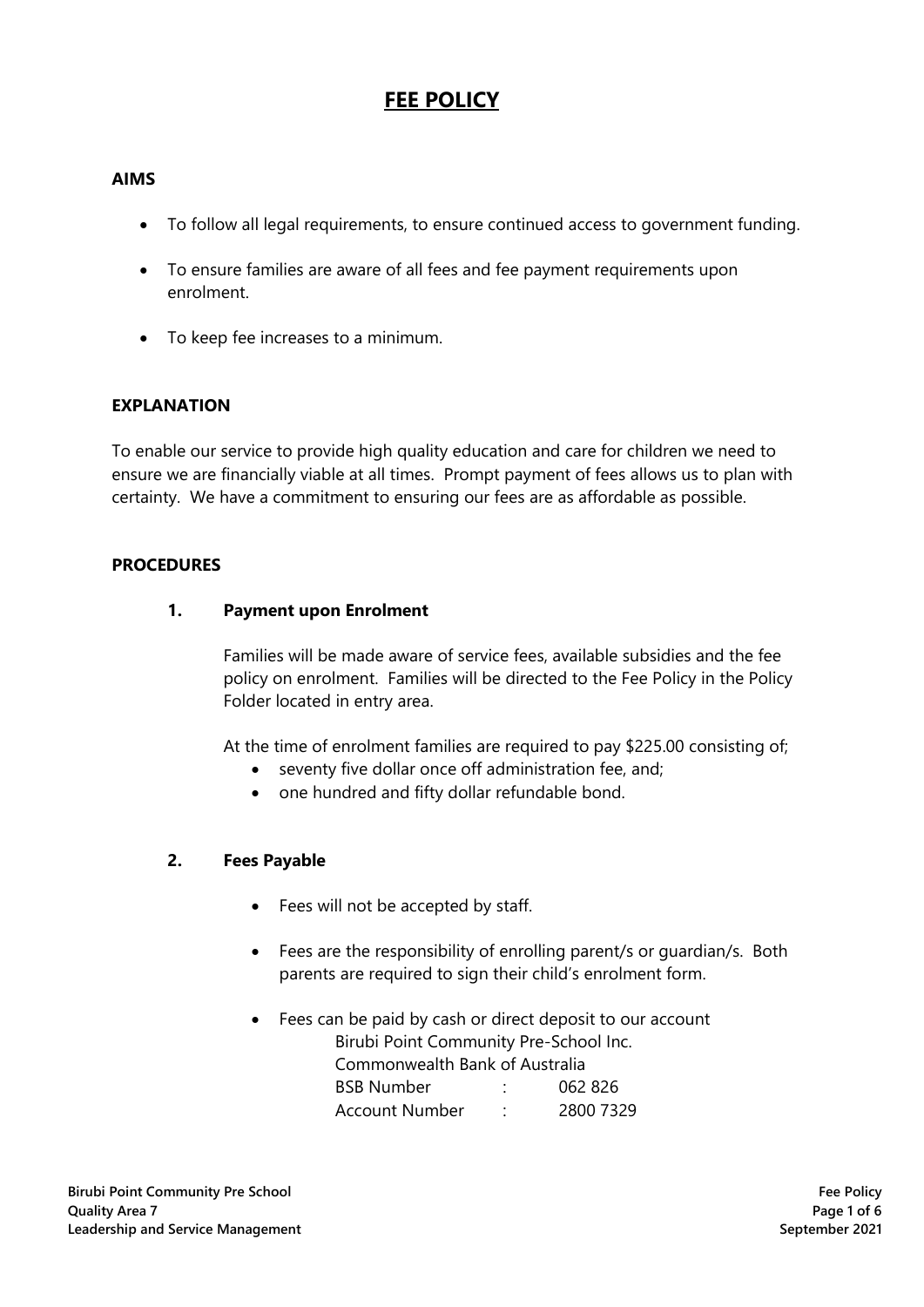# FEE POLICY

## AIMS

- To follow all legal requirements, to ensure continued access to government funding.
- To ensure families are aware of all fees and fee payment requirements upon enrolment.
- To keep fee increases to a minimum.

## EXPLANATION

To enable our service to provide high quality education and care for children we need to ensure we are financially viable at all times. Prompt payment of fees allows us to plan with certainty. We have a commitment to ensuring our fees are as affordable as possible.

## PROCEDURES

### 1. Payment upon Enrolment

Families will be made aware of service fees, available subsidies and the fee policy on enrolment. Families will be directed to the Fee Policy in the Policy Folder located in entry area.

At the time of enrolment families are required to pay $225.00 consisting of;

- seventy five dollar once off administration fee, and;
- one hundred and fifty dollar refundable bond.

### 2. Fees Payable

- Fees will not be accepted by staff.
- Fees are the responsibility of enrolling parent/s or guardian/s. Both parents are required to sign their child's enrolment form.
- Fees can be paid by cash or direct deposit to our account

  Birubi Point Community Pre-School Inc.
  Commonwealth Bank of Australia
  BSB Number : 062 826
  Account Number : 2800 7329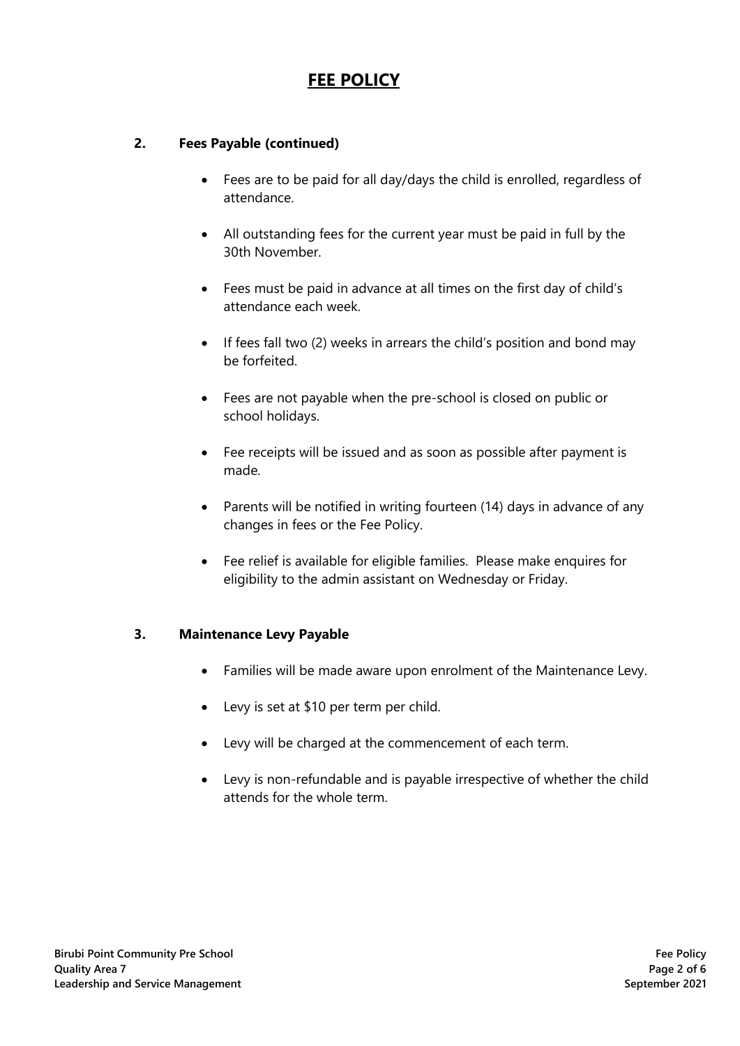# FEE POLICY

## 2. Fees Payable (continued)

- Fees are to be paid for all day/days the child is enrolled, regardless of attendance.
- All outstanding fees for the current year must be paid in full by the 30th November.
- Fees must be paid in advance at all times on the first day of child's attendance each week.
- If fees fall two (2) weeks in arrears the child's position and bond may be forfeited.
- Fees are not payable when the pre-school is closed on public or school holidays.
- Fee receipts will be issued and as soon as possible after payment is made.
- Parents will be notified in writing fourteen (14) days in advance of any changes in fees or the Fee Policy.
- Fee relief is available for eligible families. Please make enquires for eligibility to the admin assistant on Wednesday or Friday.

## 3. Maintenance Levy Payable

- Families will be made aware upon enrolment of the Maintenance Levy.
- Levy is set at $10 per term per child.
- Levy will be charged at the commencement of each term.
- Levy is non-refundable and is payable irrespective of whether the child attends for the whole term.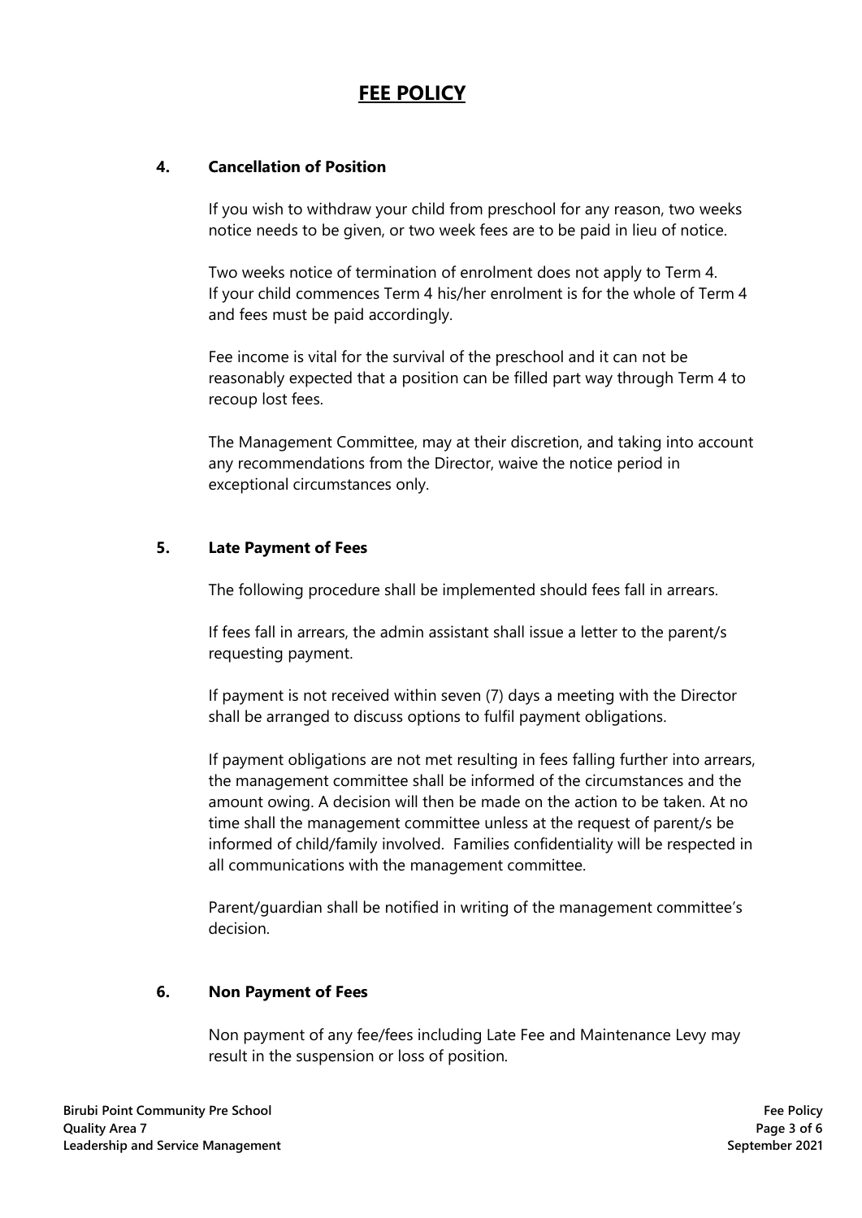# FEE POLICY

## 4. Cancellation of Position

If you wish to withdraw your child from preschool for any reason, two weeks notice needs to be given, or two week fees are to be paid in lieu of notice.

Two weeks notice of termination of enrolment does not apply to Term 4. If your child commences Term 4 his/her enrolment is for the whole of Term 4 and fees must be paid accordingly.

Fee income is vital for the survival of the preschool and it can not be reasonably expected that a position can be filled part way through Term 4 to recoup lost fees.

The Management Committee, may at their discretion, and taking into account any recommendations from the Director, waive the notice period in exceptional circumstances only.

## 5. Late Payment of Fees

The following procedure shall be implemented should fees fall in arrears.

If fees fall in arrears, the admin assistant shall issue a letter to the parent/s requesting payment.

If payment is not received within seven (7) days a meeting with the Director shall be arranged to discuss options to fulfil payment obligations.

If payment obligations are not met resulting in fees falling further into arrears, the management committee shall be informed of the circumstances and the amount owing. A decision will then be made on the action to be taken. At no time shall the management committee unless at the request of parent/s be informed of child/family involved. Families confidentiality will be respected in all communications with the management committee.

Parent/guardian shall be notified in writing of the management committee's decision.

## 6. Non Payment of Fees

Non payment of any fee/fees including Late Fee and Maintenance Levy may result in the suspension or loss of position.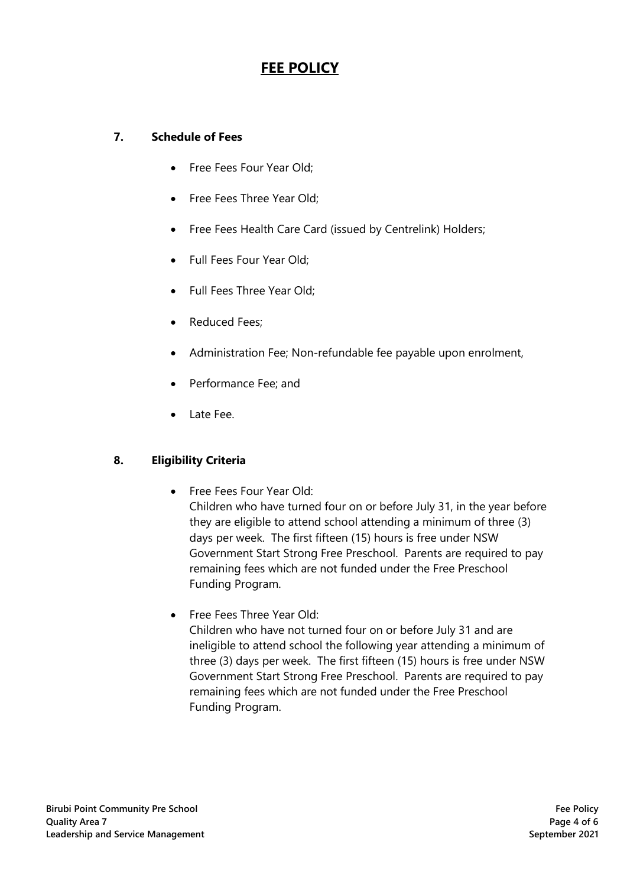# FEE POLICY

## 7. Schedule of Fees

- Free Fees Four Year Old;
- Free Fees Three Year Old;
- Free Fees Health Care Card (issued by Centrelink) Holders;
- Full Fees Four Year Old;
- Full Fees Three Year Old;
- Reduced Fees;
- Administration Fee; Non-refundable fee payable upon enrolment,
- Performance Fee; and
- Late Fee.

## 8. Eligibility Criteria

- Free Fees Four Year Old:
  Children who have turned four on or before July 31, in the year before they are eligible to attend school attending a minimum of three (3) days per week. The first fifteen (15) hours is free under NSW Government Start Strong Free Preschool. Parents are required to pay remaining fees which are not funded under the Free Preschool Funding Program.
- Free Fees Three Year Old:
  Children who have not turned four on or before July 31 and are ineligible to attend school the following year attending a minimum of three (3) days per week. The first fifteen (15) hours is free under NSW Government Start Strong Free Preschool. Parents are required to pay remaining fees which are not funded under the Free Preschool Funding Program.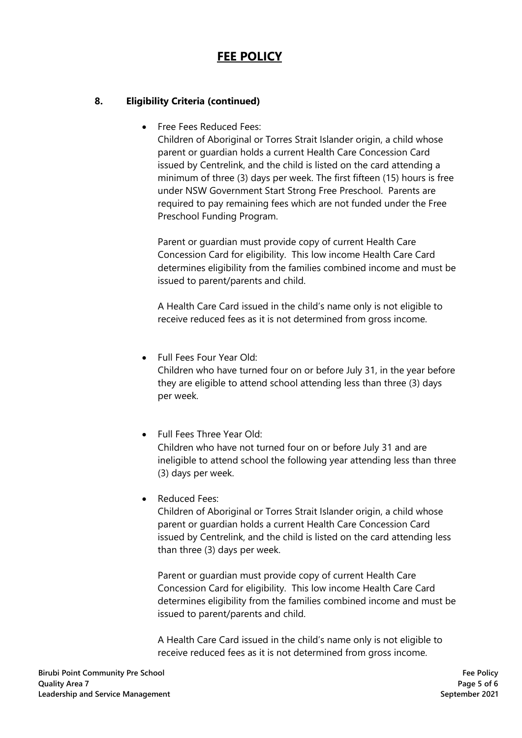# FEE POLICY

**8. Eligibility Criteria (continued)**

- Free Fees Reduced Fees:
  Children of Aboriginal or Torres Strait Islander origin, a child whose parent or guardian holds a current Health Care Concession Card issued by Centrelink, and the child is listed on the card attending a minimum of three (3) days per week. The first fifteen (15) hours is free under NSW Government Start Strong Free Preschool. Parents are required to pay remaining fees which are not funded under the Free Preschool Funding Program.

  Parent or guardian must provide copy of current Health Care Concession Card for eligibility. This low income Health Care Card determines eligibility from the families combined income and must be issued to parent/parents and child.

  A Health Care Card issued in the child's name only is not eligible to receive reduced fees as it is not determined from gross income.

- Full Fees Four Year Old:
  Children who have turned four on or before July 31, in the year before they are eligible to attend school attending less than three (3) days per week.

- Full Fees Three Year Old:
  Children who have not turned four on or before July 31 and are ineligible to attend school the following year attending less than three (3) days per week.

- Reduced Fees:
  Children of Aboriginal or Torres Strait Islander origin, a child whose parent or guardian holds a current Health Care Concession Card issued by Centrelink, and the child is listed on the card attending less than three (3) days per week.

  Parent or guardian must provide copy of current Health Care Concession Card for eligibility. This low income Health Care Card determines eligibility from the families combined income and must be issued to parent/parents and child.

  A Health Care Card issued in the child's name only is not eligible to receive reduced fees as it is not determined from gross income.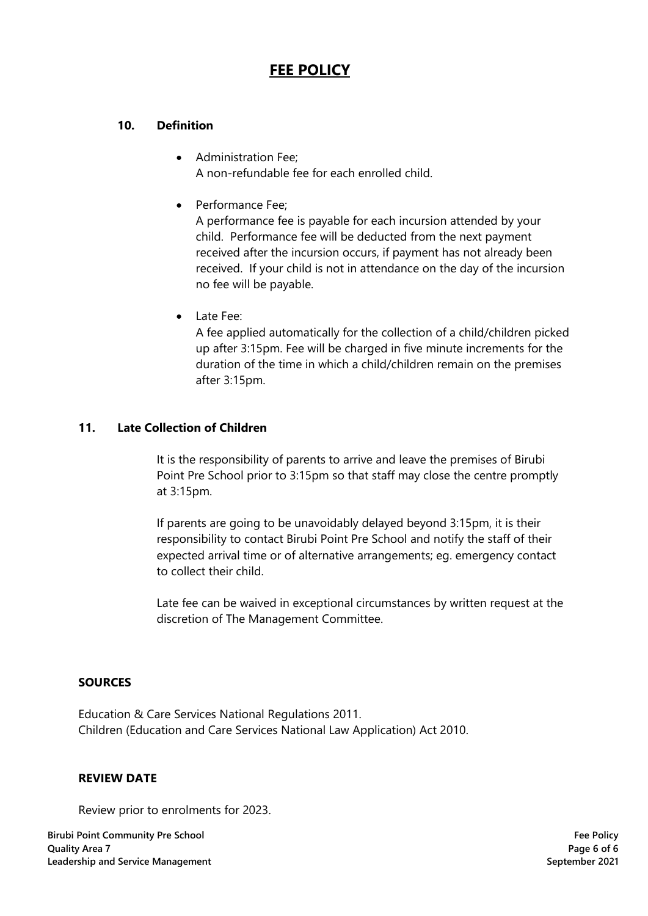# FEE POLICY

## 10. Definition

- Administration Fee;
  A non-refundable fee for each enrolled child.

- Performance Fee;
  A performance fee is payable for each incursion attended by your child. Performance fee will be deducted from the next payment received after the incursion occurs, if payment has not already been received. If your child is not in attendance on the day of the incursion no fee will be payable.

- Late Fee:
  A fee applied automatically for the collection of a child/children picked up after 3:15pm. Fee will be charged in five minute increments for the duration of the time in which a child/children remain on the premises after 3:15pm.

## 11. Late Collection of Children

It is the responsibility of parents to arrive and leave the premises of Birubi Point Pre School prior to 3:15pm so that staff may close the centre promptly at 3:15pm.

If parents are going to be unavoidably delayed beyond 3:15pm, it is their responsibility to contact Birubi Point Pre School and notify the staff of their expected arrival time or of alternative arrangements; eg. emergency contact to collect their child.

Late fee can be waived in exceptional circumstances by written request at the discretion of The Management Committee.

## SOURCES

Education & Care Services National Regulations 2011.
Children (Education and Care Services National Law Application) Act 2010.

## REVIEW DATE

Review prior to enrolments for 2023.